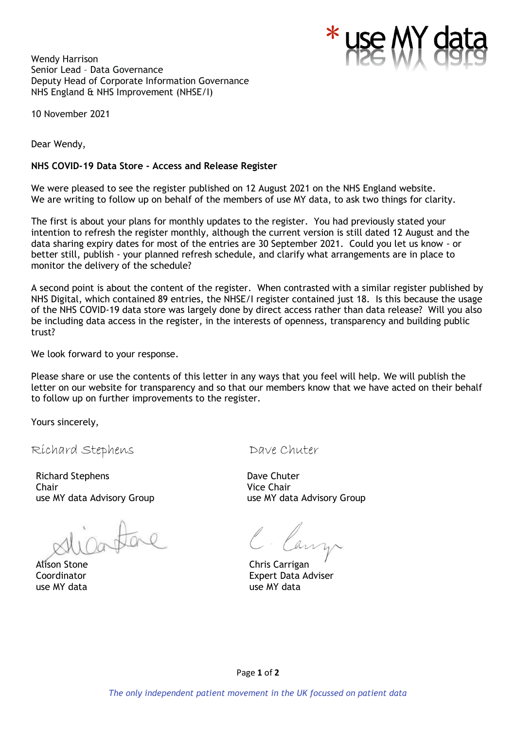\* use MY data

Wendy Harrison
Senior Lead – Data Governance
Deputy Head of Corporate Information Governance
NHS England & NHS Improvement (NHSE/I)

10 November 2021

Dear Wendy,

**NHS COVID-19 Data Store - Access and Release Register**

We were pleased to see the register published on 12 August 2021 on the NHS England website. We are writing to follow up on behalf of the members of use MY data, to ask two things for clarity.

The first is about your plans for monthly updates to the register. You had previously stated your intention to refresh the register monthly, although the current version is still dated 12 August and the data sharing expiry dates for most of the entries are 30 September 2021. Could you let us know - or better still, publish - your planned refresh schedule, and clarify what arrangements are in place to monitor the delivery of the schedule?

A second point is about the content of the register. When contrasted with a similar register published by NHS Digital, which contained 89 entries, the NHSE/I register contained just 18. Is this because the usage of the NHS COVID-19 data store was largely done by direct access rather than data release? Will you also be including data access in the register, in the interests of openness, transparency and building public trust?

We look forward to your response.

Please share or use the contents of this letter in any ways that you feel will help. We will publish the letter on our website for transparency and so that our members know that we have acted on their behalf to follow up on further improvements to the register.

Yours sincerely,

Richard Stephens
Chair
use MY data Advisory Group

Dave Chuter
Vice Chair
use MY data Advisory Group

Alison Stone
Coordinator
use MY data

Chris Carrigan
Expert Data Adviser
use MY data

*The only independent patient movement in the UK focussed on patient data*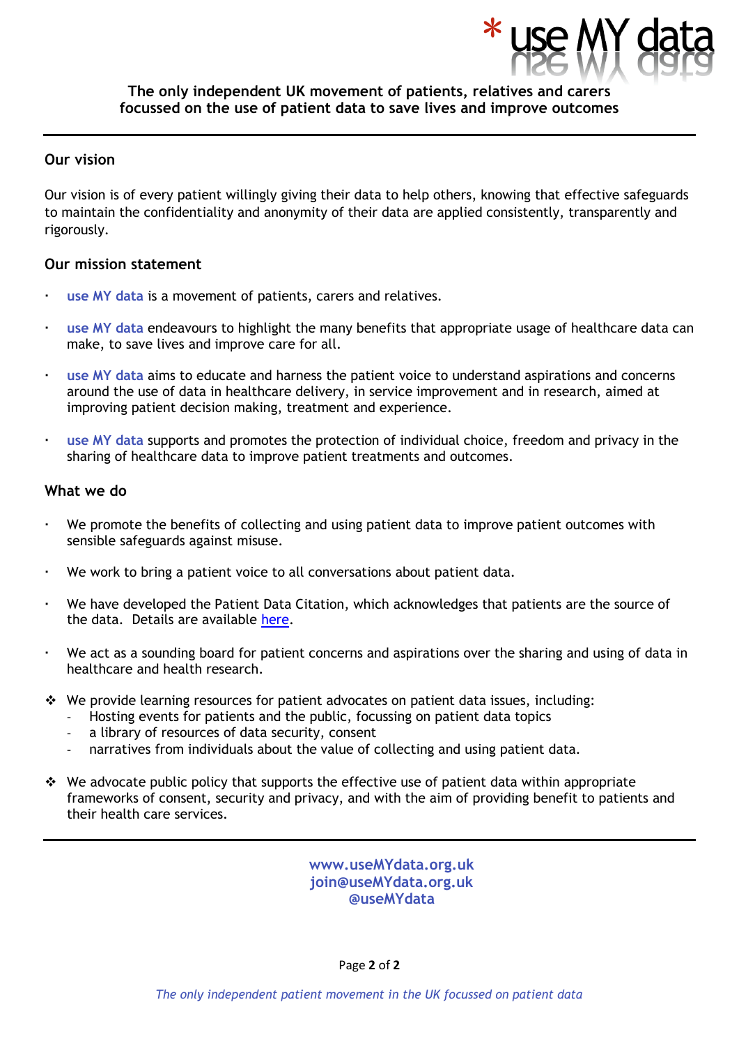**The only independent UK movement of patients, relatives and carers focussed on the use of patient data to save lives and improve outcomes**

## Our vision

Our vision is of every patient willingly giving their data to help others, knowing that effective safeguards to maintain the confidentiality and anonymity of their data are applied consistently, transparently and rigorously.

## Our mission statement

- **use MY data** is a movement of patients, carers and relatives.
- **use MY data** endeavours to highlight the many benefits that appropriate usage of healthcare data can make, to save lives and improve care for all.
- **use MY data** aims to educate and harness the patient voice to understand aspirations and concerns around the use of data in healthcare delivery, in service improvement and in research, aimed at improving patient decision making, treatment and experience.
- **use MY data** supports and promotes the protection of individual choice, freedom and privacy in the sharing of healthcare data to improve patient treatments and outcomes.

## What we do

- We promote the benefits of collecting and using patient data to improve patient outcomes with sensible safeguards against misuse.
- We work to bring a patient voice to all conversations about patient data.
- We have developed the Patient Data Citation, which acknowledges that patients are the source of the data. Details are available here.
- We act as a sounding board for patient concerns and aspirations over the sharing and using of data in healthcare and health research.
- We provide learning resources for patient advocates on patient data issues, including:
  - Hosting events for patients and the public, focussing on patient data topics
  - a library of resources of data security, consent
  - narratives from individuals about the value of collecting and using patient data.
- We advocate public policy that supports the effective use of patient data within appropriate frameworks of consent, security and privacy, and with the aim of providing benefit to patients and their health care services.

**www.useMYdata.org.uk**
**join@useMYdata.org.uk**
**@useMYdata**